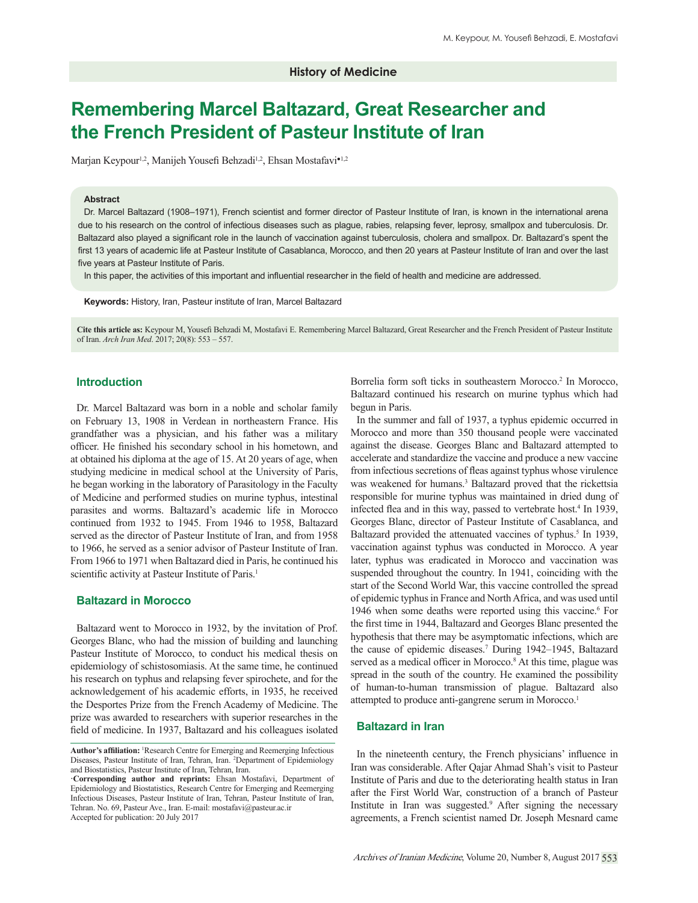History of Medicine

# Remembering Marcel Baltazard, Great Researcher and the French President of Pasteur Institute of Iran

Marjan Keypour[1,2], Manijeh Yousefi Behzadi[1,2], Ehsan Mostafavi•[1,2]

**Abstract**

Dr. Marcel Baltazard (1908–1971), French scientist and former director of Pasteur Institute of Iran, is known in the international arena due to his research on the control of infectious diseases such as plague, rabies, relapsing fever, leprosy, smallpox and tuberculosis. Dr. Baltazard also played a significant role in the launch of vaccination against tuberculosis, cholera and smallpox. Dr. Baltazard's spent the first 13 years of academic life at Pasteur Institute of Casablanca, Morocco, and then 20 years at Pasteur Institute of Iran and over the last five years at Pasteur Institute of Paris.

In this paper, the activities of this important and influential researcher in the field of health and medicine are addressed.

**Keywords:** History, Iran, Pasteur institute of Iran, Marcel Baltazard

**Cite this article as:** Keypour M, Yousefi Behzadi M, Mostafavi E. Remembering Marcel Baltazard, Great Researcher and the French President of Pasteur Institute of Iran. *Arch Iran Med*. 2017; 20(8): 553 – 557.

## Introduction

Dr. Marcel Baltazard was born in a noble and scholar family on February 13, 1908 in Verdean in northeastern France. His grandfather was a physician, and his father was a military officer. He finished his secondary school in his hometown, and at obtained his diploma at the age of 15. At 20 years of age, when studying medicine in medical school at the University of Paris, he began working in the laboratory of Parasitology in the Faculty of Medicine and performed studies on murine typhus, intestinal parasites and worms. Baltazard's academic life in Morocco continued from 1932 to 1945. From 1946 to 1958, Baltazard served as the director of Pasteur Institute of Iran, and from 1958 to 1966, he served as a senior advisor of Pasteur Institute of Iran. From 1966 to 1971 when Baltazard died in Paris, he continued his scientific activity at Pasteur Institute of Paris.[1]

## Baltazard in Morocco

Baltazard went to Morocco in 1932, by the invitation of Prof. Georges Blanc, who had the mission of building and launching Pasteur Institute of Morocco, to conduct his medical thesis on epidemiology of schistosomiasis. At the same time, he continued his research on typhus and relapsing fever spirochete, and for the acknowledgement of his academic efforts, in 1935, he received the Desportes Prize from the French Academy of Medicine. The prize was awarded to researchers with superior researches in the field of medicine. In 1937, Baltazard and his colleagues isolated Borrelia form soft ticks in southeastern Morocco.[2] In Morocco, Baltazard continued his research on murine typhus which had begun in Paris.

In the summer and fall of 1937, a typhus epidemic occurred in Morocco and more than 350 thousand people were vaccinated against the disease. Georges Blanc and Baltazard attempted to accelerate and standardize the vaccine and produce a new vaccine from infectious secretions of fleas against typhus whose virulence was weakened for humans.[3] Baltazard proved that the rickettsia responsible for murine typhus was maintained in dried dung of infected flea and in this way, passed to vertebrate host.[4] In 1939, Georges Blanc, director of Pasteur Institute of Casablanca, and Baltazard provided the attenuated vaccines of typhus.[5] In 1939, vaccination against typhus was conducted in Morocco. A year later, typhus was eradicated in Morocco and vaccination was suspended throughout the country. In 1941, coinciding with the start of the Second World War, this vaccine controlled the spread of epidemic typhus in France and North Africa, and was used until 1946 when some deaths were reported using this vaccine.[6] For the first time in 1944, Baltazard and Georges Blanc presented the hypothesis that there may be asymptomatic infections, which are the cause of epidemic diseases.[7] During 1942–1945, Baltazard served as a medical officer in Morocco.[8] At this time, plague was spread in the south of the country. He examined the possibility of human-to-human transmission of plague. Baltazard also attempted to produce anti-gangrene serum in Morocco.[1]

## Baltazard in Iran

In the nineteenth century, the French physicians' influence in Iran was considerable. After Qajar Ahmad Shah's visit to Pasteur Institute of Paris and due to the deteriorating health status in Iran after the First World War, construction of a branch of Pasteur Institute in Iran was suggested.[9] After signing the necessary agreements, a French scientist named Dr. Joseph Mesnard came

**Author's affiliation:** [1]Research Centre for Emerging and Reemerging Infectious Diseases, Pasteur Institute of Iran, Tehran, Iran. [2]Department of Epidemiology and Biostatistics, Pasteur Institute of Iran, Tehran, Iran.

•**Corresponding author and reprints:** Ehsan Mostafavi, Department of Epidemiology and Biostatistics, Research Centre for Emerging and Reemerging Infectious Diseases, Pasteur Institute of Iran, Tehran, Pasteur Institute of Iran, Tehran. No. 69, Pasteur Ave., Iran. E-mail: mostafavi@pasteur.ac.ir

Accepted for publication: 20 July 2017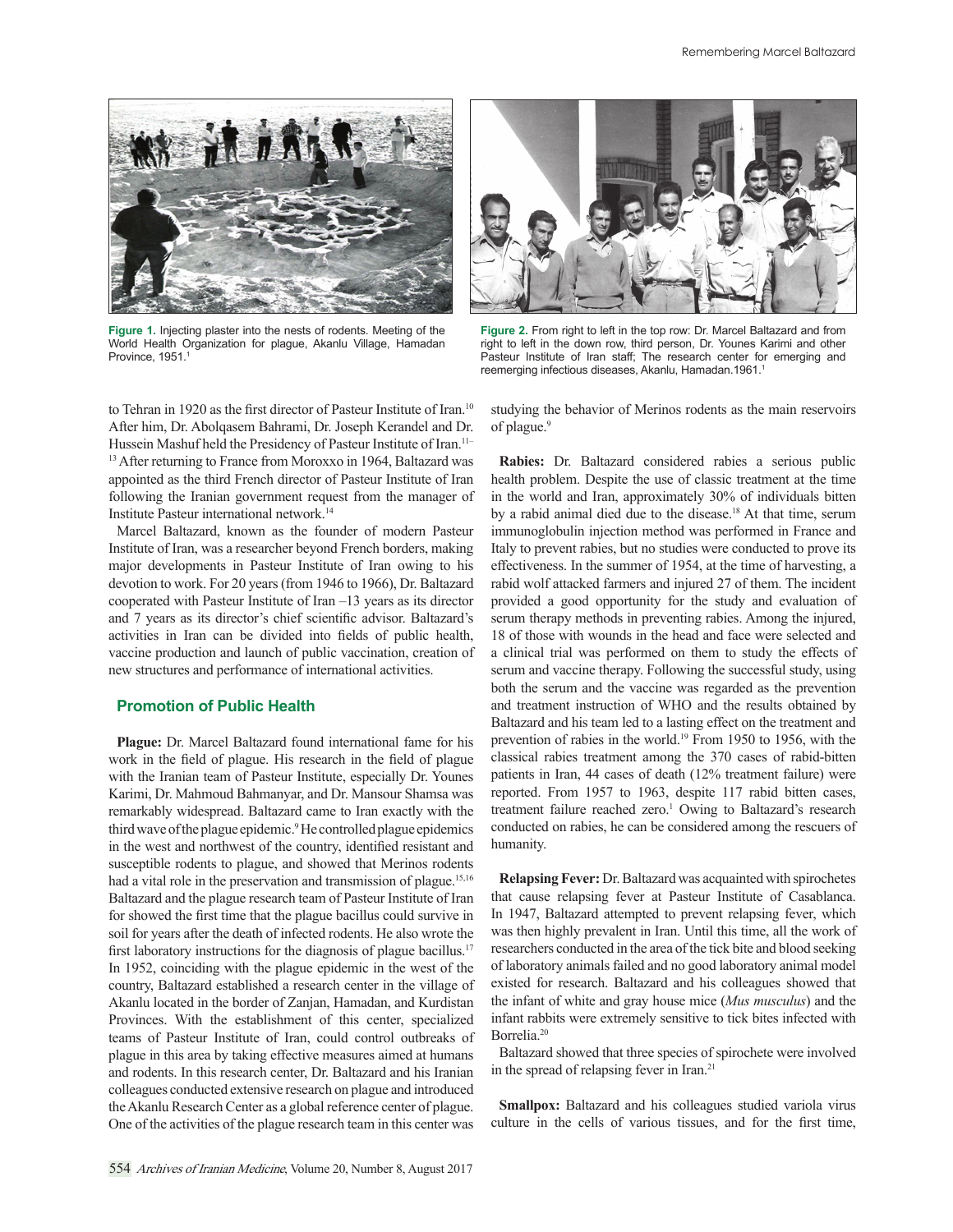Figure 1. Injecting plaster into the nests of rodents. Meeting of the World Health Organization for plague, Akanlu Village, Hamadan Province, 1951.[1]

Figure 2. From right to left in the top row: Dr. Marcel Baltazard and from right to left in the down row, third person, Dr. Younes Karimi and other Pasteur Institute of Iran staff; The research center for emerging and reemerging infectious diseases, Akanlu, Hamadan.1961.[1]

to Tehran in 1920 as the first director of Pasteur Institute of Iran.[10] After him, Dr. Abolqasem Bahrami, Dr. Joseph Kerandel and Dr. Hussein Mashuf held the Presidency of Pasteur Institute of Iran.[11–13] After returning to France from Moroxxo in 1964, Baltazard was appointed as the third French director of Pasteur Institute of Iran following the Iranian government request from the manager of Institute Pasteur international network.[14]

Marcel Baltazard, known as the founder of modern Pasteur Institute of Iran, was a researcher beyond French borders, making major developments in Pasteur Institute of Iran owing to his devotion to work. For 20 years (from 1946 to 1966), Dr. Baltazard cooperated with Pasteur Institute of Iran –13 years as its director and 7 years as its director's chief scientific advisor. Baltazard's activities in Iran can be divided into fields of public health, vaccine production and launch of public vaccination, creation of new structures and performance of international activities.

## Promotion of Public Health

**Plague:** Dr. Marcel Baltazard found international fame for his work in the field of plague. His research in the field of plague with the Iranian team of Pasteur Institute, especially Dr. Younes Karimi, Dr. Mahmoud Bahmanyar, and Dr. Mansour Shamsa was remarkably widespread. Baltazard came to Iran exactly with the third wave of the plague epidemic.[9] He controlled plague epidemics in the west and northwest of the country, identified resistant and susceptible rodents to plague, and showed that Merinos rodents had a vital role in the preservation and transmission of plague.[15,16] Baltazard and the plague research team of Pasteur Institute of Iran for showed the first time that the plague bacillus could survive in soil for years after the death of infected rodents. He also wrote the first laboratory instructions for the diagnosis of plague bacillus.[17] In 1952, coinciding with the plague epidemic in the west of the country, Baltazard established a research center in the village of Akanlu located in the border of Zanjan, Hamadan, and Kurdistan Provinces. With the establishment of this center, specialized teams of Pasteur Institute of Iran, could control outbreaks of plague in this area by taking effective measures aimed at humans and rodents. In this research center, Dr. Baltazard and his Iranian colleagues conducted extensive research on plague and introduced the Akanlu Research Center as a global reference center of plague. One of the activities of the plague research team in this center was studying the behavior of Merinos rodents as the main reservoirs of plague.[9]

**Rabies:** Dr. Baltazard considered rabies a serious public health problem. Despite the use of classic treatment at the time in the world and Iran, approximately 30% of individuals bitten by a rabid animal died due to the disease.[18] At that time, serum immunoglobulin injection method was performed in France and Italy to prevent rabies, but no studies were conducted to prove its effectiveness. In the summer of 1954, at the time of harvesting, a rabid wolf attacked farmers and injured 27 of them. The incident provided a good opportunity for the study and evaluation of serum therapy methods in preventing rabies. Among the injured, 18 of those with wounds in the head and face were selected and a clinical trial was performed on them to study the effects of serum and vaccine therapy. Following the successful study, using both the serum and the vaccine was regarded as the prevention and treatment instruction of WHO and the results obtained by Baltazard and his team led to a lasting effect on the treatment and prevention of rabies in the world.[19] From 1950 to 1956, with the classical rabies treatment among the 370 cases of rabid-bitten patients in Iran, 44 cases of death (12% treatment failure) were reported. From 1957 to 1963, despite 117 rabid bitten cases, treatment failure reached zero.[1] Owing to Baltazard's research conducted on rabies, he can be considered among the rescuers of humanity.

**Relapsing Fever:** Dr. Baltazard was acquainted with spirochetes that cause relapsing fever at Pasteur Institute of Casablanca. In 1947, Baltazard attempted to prevent relapsing fever, which was then highly prevalent in Iran. Until this time, all the work of researchers conducted in the area of the tick bite and blood seeking of laboratory animals failed and no good laboratory animal model existed for research. Baltazard and his colleagues showed that the infant of white and gray house mice (*Mus musculus*) and the infant rabbits were extremely sensitive to tick bites infected with Borrelia.[20]

Baltazard showed that three species of spirochete were involved in the spread of relapsing fever in Iran.[21]

**Smallpox:** Baltazard and his colleagues studied variola virus culture in the cells of various tissues, and for the first time,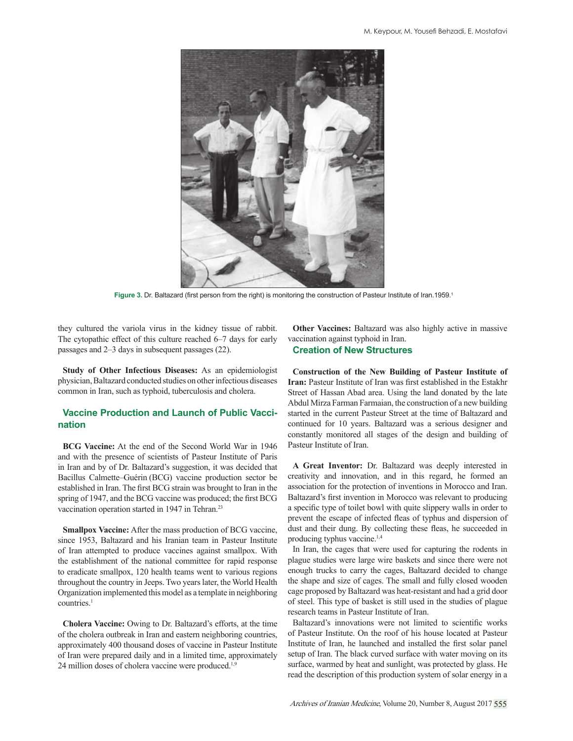Figure 3. Dr. Baltazard (first person from the right) is monitoring the construction of Pasteur Institute of Iran.1959.[1]

they cultured the variola virus in the kidney tissue of rabbit. The cytopathic effect of this culture reached 6–7 days for early passages and 2–3 days in subsequent passages (22).

**Study of Other Infectious Diseases:** As an epidemiologist physician, Baltazard conducted studies on other infectious diseases common in Iran, such as typhoid, tuberculosis and cholera.

## Vaccine Production and Launch of Public Vaccination

**BCG Vaccine:** At the end of the Second World War in 1946 and with the presence of scientists of Pasteur Institute of Paris in Iran and by of Dr. Baltazard's suggestion, it was decided that Bacillus Calmette–Guérin (BCG) vaccine production sector be established in Iran. The first BCG strain was brought to Iran in the spring of 1947, and the BCG vaccine was produced; the first BCG vaccination operation started in 1947 in Tehran.[23]

**Smallpox Vaccine:** After the mass production of BCG vaccine, since 1953, Baltazard and his Iranian team in Pasteur Institute of Iran attempted to produce vaccines against smallpox. With the establishment of the national committee for rapid response to eradicate smallpox, 120 health teams went to various regions throughout the country in Jeeps. Two years later, the World Health Organization implemented this model as a template in neighboring countries.[1]

**Cholera Vaccine:** Owing to Dr. Baltazard's efforts, at the time of the cholera outbreak in Iran and eastern neighboring countries, approximately 400 thousand doses of vaccine in Pasteur Institute of Iran were prepared daily and in a limited time, approximately 24 million doses of cholera vaccine were produced.[1,9]

**Other Vaccines:** Baltazard was also highly active in massive vaccination against typhoid in Iran.

## Creation of New Structures

**Construction of the New Building of Pasteur Institute of Iran:** Pasteur Institute of Iran was first established in the Estakhr Street of Hassan Abad area. Using the land donated by the late Abdul Mirza Farman Farmaian, the construction of a new building started in the current Pasteur Street at the time of Baltazard and continued for 10 years. Baltazard was a serious designer and constantly monitored all stages of the design and building of Pasteur Institute of Iran.

**A Great Inventor:** Dr. Baltazard was deeply interested in creativity and innovation, and in this regard, he formed an association for the protection of inventions in Morocco and Iran. Baltazard's first invention in Morocco was relevant to producing a specific type of toilet bowl with quite slippery walls in order to prevent the escape of infected fleas of typhus and dispersion of dust and their dung. By collecting these fleas, he succeeded in producing typhus vaccine.[1,4]

In Iran, the cages that were used for capturing the rodents in plague studies were large wire baskets and since there were not enough trucks to carry the cages, Baltazard decided to change the shape and size of cages. The small and fully closed wooden cage proposed by Baltazard was heat-resistant and had a grid door of steel. This type of basket is still used in the studies of plague research teams in Pasteur Institute of Iran.

Baltazard's innovations were not limited to scientific works of Pasteur Institute. On the roof of his house located at Pasteur Institute of Iran, he launched and installed the first solar panel setup of Iran. The black curved surface with water moving on its surface, warmed by heat and sunlight, was protected by glass. He read the description of this production system of solar energy in a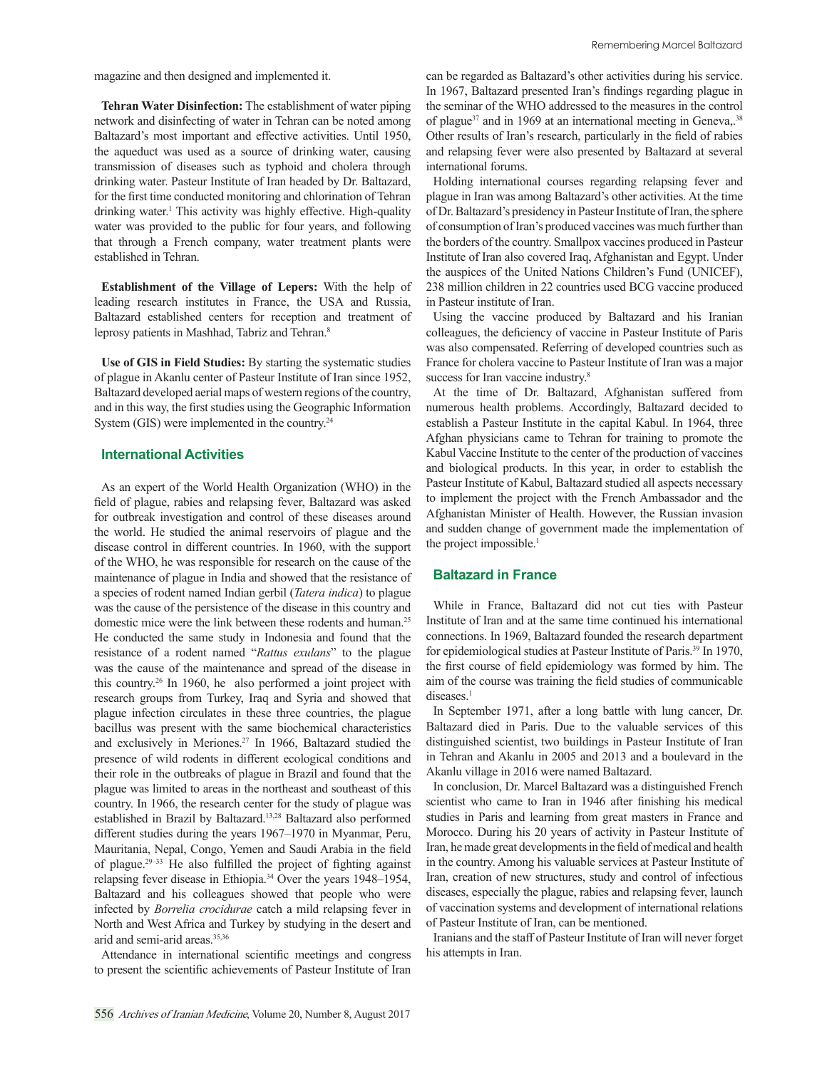magazine and then designed and implemented it.

**Tehran Water Disinfection:** The establishment of water piping network and disinfecting of water in Tehran can be noted among Baltazard's most important and effective activities. Until 1950, the aqueduct was used as a source of drinking water, causing transmission of diseases such as typhoid and cholera through drinking water. Pasteur Institute of Iran headed by Dr. Baltazard, for the first time conducted monitoring and chlorination of Tehran drinking water.[1] This activity was highly effective. High-quality water was provided to the public for four years, and following that through a French company, water treatment plants were established in Tehran.

**Establishment of the Village of Lepers:** With the help of leading research institutes in France, the USA and Russia, Baltazard established centers for reception and treatment of leprosy patients in Mashhad, Tabriz and Tehran.[8]

**Use of GIS in Field Studies:** By starting the systematic studies of plague in Akanlu center of Pasteur Institute of Iran since 1952, Baltazard developed aerial maps of western regions of the country, and in this way, the first studies using the Geographic Information System (GIS) were implemented in the country.[24]

## International Activities

As an expert of the World Health Organization (WHO) in the field of plague, rabies and relapsing fever, Baltazard was asked for outbreak investigation and control of these diseases around the world. He studied the animal reservoirs of plague and the disease control in different countries. In 1960, with the support of the WHO, he was responsible for research on the cause of the maintenance of plague in India and showed that the resistance of a species of rodent named Indian gerbil (*Tatera indica*) to plague was the cause of the persistence of the disease in this country and domestic mice were the link between these rodents and human.[25] He conducted the same study in Indonesia and found that the resistance of a rodent named "*Rattus exulans*" to the plague was the cause of the maintenance and spread of the disease in this country.[26] In 1960, he also performed a joint project with research groups from Turkey, Iraq and Syria and showed that plague infection circulates in these three countries, the plague bacillus was present with the same biochemical characteristics and exclusively in Meriones.[27] In 1966, Baltazard studied the presence of wild rodents in different ecological conditions and their role in the outbreaks of plague in Brazil and found that the plague was limited to areas in the northeast and southeast of this country. In 1966, the research center for the study of plague was established in Brazil by Baltazard.[13,28] Baltazard also performed different studies during the years 1967–1970 in Myanmar, Peru, Mauritania, Nepal, Congo, Yemen and Saudi Arabia in the field of plague.[29–33] He also fulfilled the project of fighting against relapsing fever disease in Ethiopia.[34] Over the years 1948–1954, Baltazard and his colleagues showed that people who were infected by *Borrelia crocidurae* catch a mild relapsing fever in North and West Africa and Turkey by studying in the desert and arid and semi-arid areas.[35,36]

Attendance in international scientific meetings and congress to present the scientific achievements of Pasteur Institute of Iran can be regarded as Baltazard's other activities during his service. In 1967, Baltazard presented Iran's findings regarding plague in the seminar of the WHO addressed to the measures in the control of plague[37] and in 1969 at an international meeting in Geneva,.[38] Other results of Iran's research, particularly in the field of rabies and relapsing fever were also presented by Baltazard at several international forums.

Holding international courses regarding relapsing fever and plague in Iran was among Baltazard's other activities. At the time of Dr. Baltazard's presidency in Pasteur Institute of Iran, the sphere of consumption of Iran's produced vaccines was much further than the borders of the country. Smallpox vaccines produced in Pasteur Institute of Iran also covered Iraq, Afghanistan and Egypt. Under the auspices of the United Nations Children's Fund (UNICEF), 238 million children in 22 countries used BCG vaccine produced in Pasteur institute of Iran.

Using the vaccine produced by Baltazard and his Iranian colleagues, the deficiency of vaccine in Pasteur Institute of Paris was also compensated. Referring of developed countries such as France for cholera vaccine to Pasteur Institute of Iran was a major success for Iran vaccine industry.[8]

At the time of Dr. Baltazard, Afghanistan suffered from numerous health problems. Accordingly, Baltazard decided to establish a Pasteur Institute in the capital Kabul. In 1964, three Afghan physicians came to Tehran for training to promote the Kabul Vaccine Institute to the center of the production of vaccines and biological products. In this year, in order to establish the Pasteur Institute of Kabul, Baltazard studied all aspects necessary to implement the project with the French Ambassador and the Afghanistan Minister of Health. However, the Russian invasion and sudden change of government made the implementation of the project impossible.[1]

## Baltazard in France

While in France, Baltazard did not cut ties with Pasteur Institute of Iran and at the same time continued his international connections. In 1969, Baltazard founded the research department for epidemiological studies at Pasteur Institute of Paris.[39] In 1970, the first course of field epidemiology was formed by him. The aim of the course was training the field studies of communicable diseases.[1]

In September 1971, after a long battle with lung cancer, Dr. Baltazard died in Paris. Due to the valuable services of this distinguished scientist, two buildings in Pasteur Institute of Iran in Tehran and Akanlu in 2005 and 2013 and a boulevard in the Akanlu village in 2016 were named Baltazard.

In conclusion, Dr. Marcel Baltazard was a distinguished French scientist who came to Iran in 1946 after finishing his medical studies in Paris and learning from great masters in France and Morocco. During his 20 years of activity in Pasteur Institute of Iran, he made great developments in the field of medical and health in the country. Among his valuable services at Pasteur Institute of Iran, creation of new structures, study and control of infectious diseases, especially the plague, rabies and relapsing fever, launch of vaccination systems and development of international relations of Pasteur Institute of Iran, can be mentioned.

Iranians and the staff of Pasteur Institute of Iran will never forget his attempts in Iran.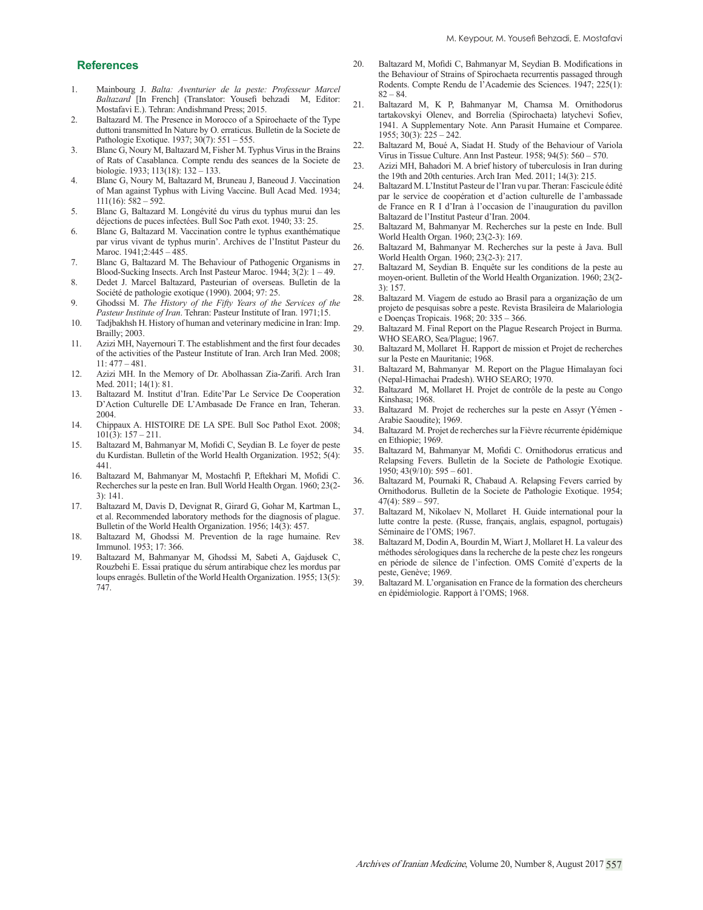## References

1. Mainbourg J. *Balta: Aventurier de la peste: Professeur Marcel Baltazard* [In French] (Translator: Yousefi behzadi M, Editor: Mostafavi E.). Tehran: Andishmand Press; 2015.
2. Baltazard M. The Presence in Morocco of a Spiroehaete of the Type duttoni transmitted In Nature by O. erraticus. Bulletin de la Societe de Pathologie Exotique. 1937; 30(7): 551 – 555.
3. Blanc G, Noury M, Baltazard M, Fisher M. Typhus Virus in the Brains of Rats of Casablanca. Compte rendu des seances de la Societe de biologie. 1933; 113(18): 132 – 133.
4. Blanc G, Noury M, Baltazard M, Bruneau J, Baneoud J. Vaccination of Man against Typhus with Living Vaccine. Bull Acad Med. 1934; 111(16): 582 – 592.
5. Blanc G, Baltazard M. Longévité du virus du typhus murui dan les déjections de puces infectées. Bull Soc Path exot. 1940; 33: 25.
6. Blanc G, Baltazard M. Vaccination contre le typhus exanthématique par virus vivant de typhus murin'. Archives de l'Institut Pasteur du Maroc. 1941;2:445 – 485.
7. Blanc G, Baltazard M. The Behaviour of Pathogenic Organisms in Blood-Sucking Insects. Arch Inst Pasteur Maroc. 1944; 3(2): 1 – 49.
8. Dedet J. Marcel Baltazard, Pasteurian of overseas. Bulletin de la Société de pathologie exotique (1990). 2004; 97: 25.
9. Ghodssi M. *The History of the Fifty Years of the Services of the Pasteur Institute of Iran*. Tehran: Pasteur Institute of Iran. 1971;15.
10. Tadjbakhsh H. History of human and veterinary medicine in Iran: Imp. Brailly; 2003.
11. Azizi MH, Nayernouri T. The establishment and the first four decades of the activities of the Pasteur Institute of Iran. Arch Iran Med. 2008; 11: 477 – 481.
12. Azizi MH. In the Memory of Dr. Abolhassan Zia-Zarifi. Arch Iran Med. 2011; 14(1): 81.
13. Baltazard M. Institut d'Iran. Edite'Par Le Service De Cooperation D'Action Culturelle DE L'Ambasade De France en Iran, Teheran. 2004.
14. Chippaux A. HISTOIRE DE LA SPE. Bull Soc Pathol Exot. 2008; 101(3): 157 – 211.
15. Baltazard M, Bahmanyar M, Mofidi C, Seydian B. Le foyer de peste du Kurdistan. Bulletin of the World Health Organization. 1952; 5(4): 441.
16. Baltazard M, Bahmanyar M, Mostachfi P, Eftekhari M, Mofidi C. Recherches sur la peste en Iran. Bull World Health Organ. 1960; 23(2-3): 141.
17. Baltazard M, Davis D, Devignat R, Girard G, Gohar M, Kartman L, et al. Recommended laboratory methods for the diagnosis of plague. Bulletin of the World Health Organization. 1956; 14(3): 457.
18. Baltazard M, Ghodssi M. Prevention de la rage humaine. Rev Immunol. 1953; 17: 366.
19. Baltazard M, Bahmanyar M, Ghodssi M, Sabeti A, Gajdusek C, Rouzbehi E. Essai pratique du sérum antirabique chez les mordus par loups enragés. Bulletin of the World Health Organization. 1955; 13(5): 747.
20. Baltazard M, Mofidi C, Bahmanyar M, Seydian B. Modifications in the Behaviour of Strains of Spirochaeta recurrentis passaged through Rodents. Compte Rendu de l'Academie des Sciences. 1947; 225(1): 82 – 84.
21. Baltazard M, K P, Bahmanyar M, Chamsa M. Ornithodorus tartakovskyi Olenev, and Borrelia (Spirochaeta) latychevi Sofiev, 1941. A Supplementary Note. Ann Parasit Humaine et Comparee. 1955; 30(3): 225 – 242.
22. Baltazard M, Boué A, Siadat H. Study of the Behaviour of Variola Virus in Tissue Culture. Ann Inst Pasteur. 1958; 94(5): 560 – 570.
23. Azizi MH, Bahadori M. A brief history of tuberculosis in Iran during the 19th and 20th centuries. Arch Iran Med. 2011; 14(3): 215.
24. Baltazard M. L'Institut Pasteur de l'Iran vu par. Theran: Fascicule édité par le service de coopération et d'action culturelle de l'ambassade de France en R I d'Iran à l'occasion de l'inauguration du pavillon Baltazard de l'Institut Pasteur d'Iran. 2004.
25. Baltazard M, Bahmanyar M. Recherches sur la peste en Inde. Bull World Health Organ. 1960; 23(2-3): 169.
26. Baltazard M, Bahmanyar M. Recherches sur la peste à Java. Bull World Health Organ. 1960; 23(2-3): 217.
27. Baltazard M, Seydian B. Enquête sur les conditions de la peste au moyen-orient. Bulletin of the World Health Organization. 1960; 23(2-3): 157.
28. Baltazard M. Viagem de estudo ao Brasil para a organização de um projeto de pesquisas sobre a peste. Revista Brasileira de Malariologia e Doenças Tropicais. 1968; 20: 335 – 366.
29. Baltazard M. Final Report on the Plague Research Project in Burma. WHO SEARO, Sea/Plague; 1967.
30. Baltazard M, Mollaret H. Rapport de mission et Projet de recherches sur la Peste en Mauritanie; 1968.
31. Baltazard M, Bahmanyar M. Report on the Plague Himalayan foci (Nepal-Himachai Pradesh). WHO SEARO; 1970.
32. Baltazard M, Mollaret H. Projet de contrôle de la peste au Congo Kinshasa; 1968.
33. Baltazard M. Projet de recherches sur la peste en Assyr (Yémen - Arabie Saoudite); 1969.
34. Baltazard M. Projet de recherches sur la Fièvre récurrente épidémique en Ethiopie; 1969.
35. Baltazard M, Bahmanyar M, Mofidi C. Ornithodorus erraticus and Relapsing Fevers. Bulletin de la Societe de Pathologie Exotique. 1950; 43(9/10): 595 – 601.
36. Baltazard M, Pournaki R, Chabaud A. Relapsing Fevers carried by Ornithodorus. Bulletin de la Societe de Pathologie Exotique. 1954; 47(4): 589 – 597.
37. Baltazard M, Nikolaev N, Mollaret H. Guide international pour la lutte contre la peste. (Russe, français, anglais, espagnol, portugais) Séminaire de l'OMS; 1967.
38. Baltazard M, Dodin A, Bourdin M, Wiart J, Mollaret H. La valeur des méthodes sérologiques dans la recherche de la peste chez les rongeurs en période de silence de l'infection. OMS Comité d'experts de la peste, Genève; 1969.
39. Baltazard M. L'organisation en France de la formation des chercheurs en épidémiologie. Rapport à l'OMS; 1968.